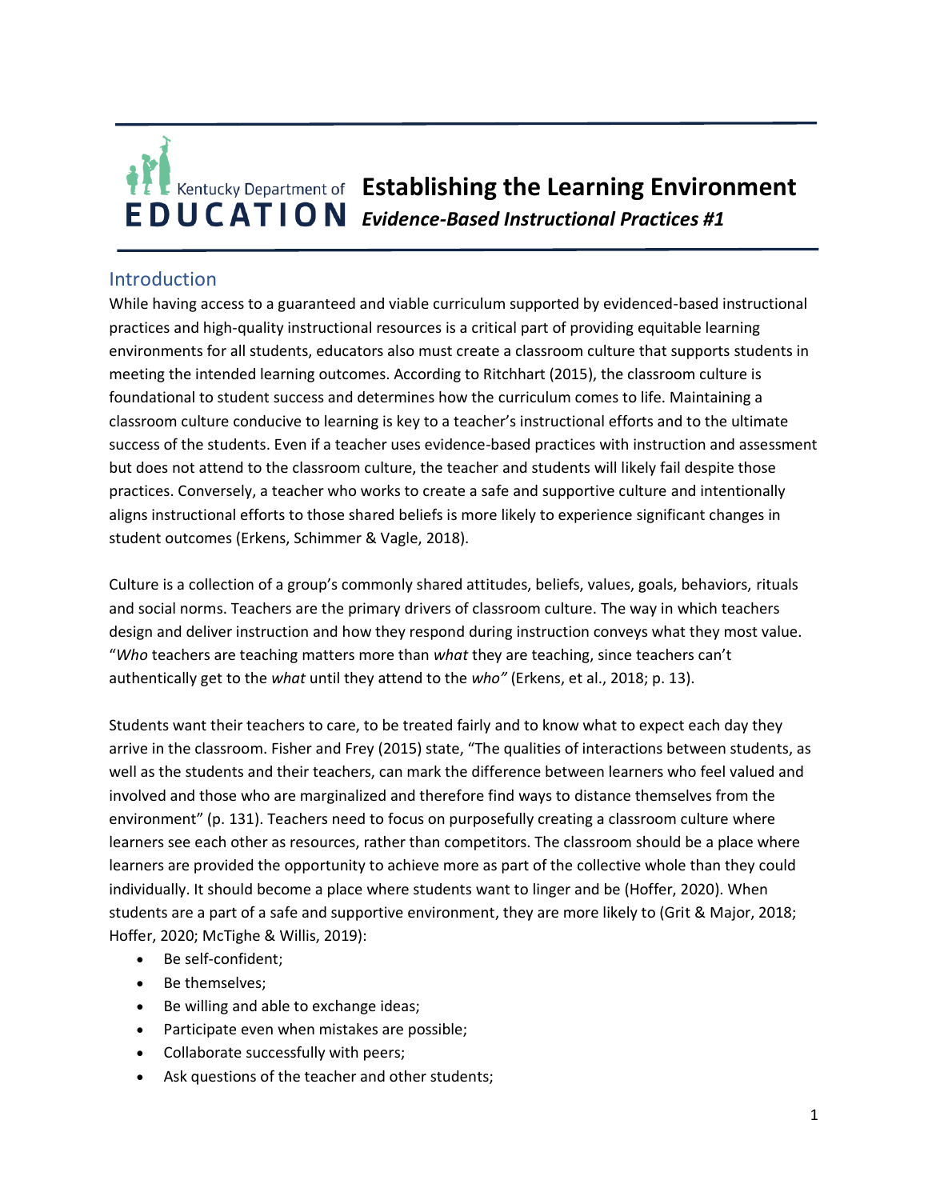# Establishing the Learning Environment

*Evidence-Based Instructional Practices #1*

## Introduction

While having access to a guaranteed and viable curriculum supported by evidenced-based instructional practices and high-quality instructional resources is a critical part of providing equitable learning environments for all students, educators also must create a classroom culture that supports students in meeting the intended learning outcomes. According to Ritchhart (2015), the classroom culture is foundational to student success and determines how the curriculum comes to life. Maintaining a classroom culture conducive to learning is key to a teacher's instructional efforts and to the ultimate success of the students. Even if a teacher uses evidence-based practices with instruction and assessment but does not attend to the classroom culture, the teacher and students will likely fail despite those practices. Conversely, a teacher who works to create a safe and supportive culture and intentionally aligns instructional efforts to those shared beliefs is more likely to experience significant changes in student outcomes (Erkens, Schimmer & Vagle, 2018).

Culture is a collection of a group's commonly shared attitudes, beliefs, values, goals, behaviors, rituals and social norms. Teachers are the primary drivers of classroom culture. The way in which teachers design and deliver instruction and how they respond during instruction conveys what they most value. "*Who* teachers are teaching matters more than *what* they are teaching, since teachers can't authentically get to the *what* until they attend to the *who"* (Erkens, et al., 2018; p. 13).

Students want their teachers to care, to be treated fairly and to know what to expect each day they arrive in the classroom. Fisher and Frey (2015) state, "The qualities of interactions between students, as well as the students and their teachers, can mark the difference between learners who feel valued and involved and those who are marginalized and therefore find ways to distance themselves from the environment" (p. 131). Teachers need to focus on purposefully creating a classroom culture where learners see each other as resources, rather than competitors. The classroom should be a place where learners are provided the opportunity to achieve more as part of the collective whole than they could individually. It should become a place where students want to linger and be (Hoffer, 2020). When students are a part of a safe and supportive environment, they are more likely to (Grit & Major, 2018; Hoffer, 2020; McTighe & Willis, 2019):

- Be self-confident;
- Be themselves;
- Be willing and able to exchange ideas;
- Participate even when mistakes are possible;
- Collaborate successfully with peers;
- Ask questions of the teacher and other students;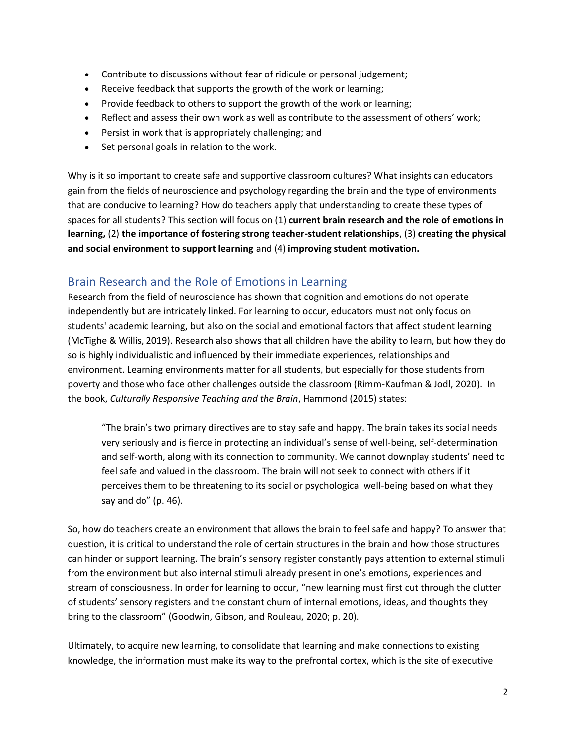- Contribute to discussions without fear of ridicule or personal judgement;
- Receive feedback that supports the growth of the work or learning;
- Provide feedback to others to support the growth of the work or learning;
- Reflect and assess their own work as well as contribute to the assessment of others' work;
- Persist in work that is appropriately challenging; and
- Set personal goals in relation to the work.

Why is it so important to create safe and supportive classroom cultures? What insights can educators gain from the fields of neuroscience and psychology regarding the brain and the type of environments that are conducive to learning? How do teachers apply that understanding to create these types of spaces for all students? This section will focus on (1) **current brain research and the role of emotions in learning,** (2) **the importance of fostering strong teacher-student relationships**, (3) **creating the physical and social environment to support learning** and (4) **improving student motivation.**

## Brain Research and the Role of Emotions in Learning

Research from the field of neuroscience has shown that cognition and emotions do not operate independently but are intricately linked. For learning to occur, educators must not only focus on students' academic learning, but also on the social and emotional factors that affect student learning (McTighe & Willis, 2019). Research also shows that all children have the ability to learn, but how they do so is highly individualistic and influenced by their immediate experiences, relationships and environment. Learning environments matter for all students, but especially for those students from poverty and those who face other challenges outside the classroom (Rimm-Kaufman & Jodl, 2020). In the book, *Culturally Responsive Teaching and the Brain*, Hammond (2015) states:

> "The brain's two primary directives are to stay safe and happy. The brain takes its social needs very seriously and is fierce in protecting an individual's sense of well-being, self-determination and self-worth, along with its connection to community. We cannot downplay students' need to feel safe and valued in the classroom. The brain will not seek to connect with others if it perceives them to be threatening to its social or psychological well-being based on what they say and do" (p. 46).

So, how do teachers create an environment that allows the brain to feel safe and happy? To answer that question, it is critical to understand the role of certain structures in the brain and how those structures can hinder or support learning. The brain's sensory register constantly pays attention to external stimuli from the environment but also internal stimuli already present in one's emotions, experiences and stream of consciousness. In order for learning to occur, "new learning must first cut through the clutter of students' sensory registers and the constant churn of internal emotions, ideas, and thoughts they bring to the classroom" (Goodwin, Gibson, and Rouleau, 2020; p. 20).

Ultimately, to acquire new learning, to consolidate that learning and make connections to existing knowledge, the information must make its way to the prefrontal cortex, which is the site of executive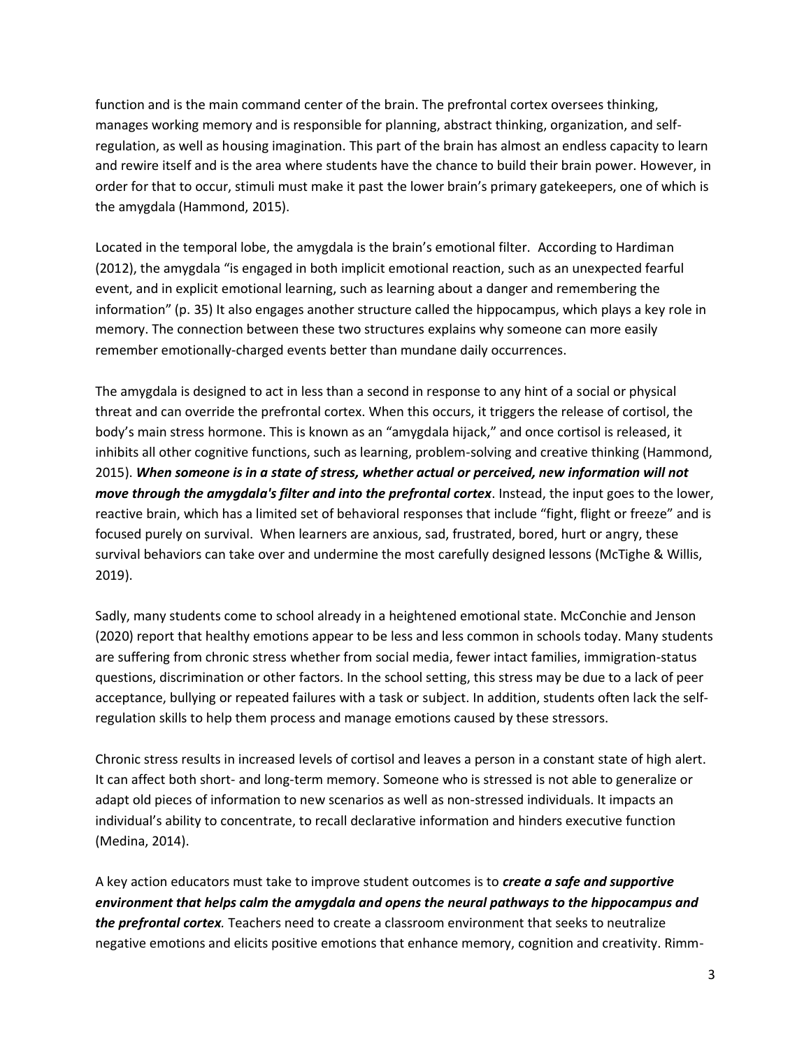function and is the main command center of the brain. The prefrontal cortex oversees thinking, manages working memory and is responsible for planning, abstract thinking, organization, and self-regulation, as well as housing imagination. This part of the brain has almost an endless capacity to learn and rewire itself and is the area where students have the chance to build their brain power. However, in order for that to occur, stimuli must make it past the lower brain's primary gatekeepers, one of which is the amygdala (Hammond, 2015).

Located in the temporal lobe, the amygdala is the brain's emotional filter. According to Hardiman (2012), the amygdala "is engaged in both implicit emotional reaction, such as an unexpected fearful event, and in explicit emotional learning, such as learning about a danger and remembering the information" (p. 35) It also engages another structure called the hippocampus, which plays a key role in memory. The connection between these two structures explains why someone can more easily remember emotionally-charged events better than mundane daily occurrences.

The amygdala is designed to act in less than a second in response to any hint of a social or physical threat and can override the prefrontal cortex. When this occurs, it triggers the release of cortisol, the body's main stress hormone. This is known as an "amygdala hijack," and once cortisol is released, it inhibits all other cognitive functions, such as learning, problem-solving and creative thinking (Hammond, 2015). ***When someone is in a state of stress, whether actual or perceived, new information will not move through the amygdala's filter and into the prefrontal cortex***. Instead, the input goes to the lower, reactive brain, which has a limited set of behavioral responses that include "fight, flight or freeze" and is focused purely on survival. When learners are anxious, sad, frustrated, bored, hurt or angry, these survival behaviors can take over and undermine the most carefully designed lessons (McTighe & Willis, 2019).

Sadly, many students come to school already in a heightened emotional state. McConchie and Jenson (2020) report that healthy emotions appear to be less and less common in schools today. Many students are suffering from chronic stress whether from social media, fewer intact families, immigration-status questions, discrimination or other factors. In the school setting, this stress may be due to a lack of peer acceptance, bullying or repeated failures with a task or subject. In addition, students often lack the self-regulation skills to help them process and manage emotions caused by these stressors.

Chronic stress results in increased levels of cortisol and leaves a person in a constant state of high alert. It can affect both short- and long-term memory. Someone who is stressed is not able to generalize or adapt old pieces of information to new scenarios as well as non-stressed individuals. It impacts an individual's ability to concentrate, to recall declarative information and hinders executive function (Medina, 2014).

A key action educators must take to improve student outcomes is to ***create a safe and supportive environment that helps calm the amygdala and opens the neural pathways to the hippocampus and the prefrontal cortex***. Teachers need to create a classroom environment that seeks to neutralize negative emotions and elicits positive emotions that enhance memory, cognition and creativity. Rimm-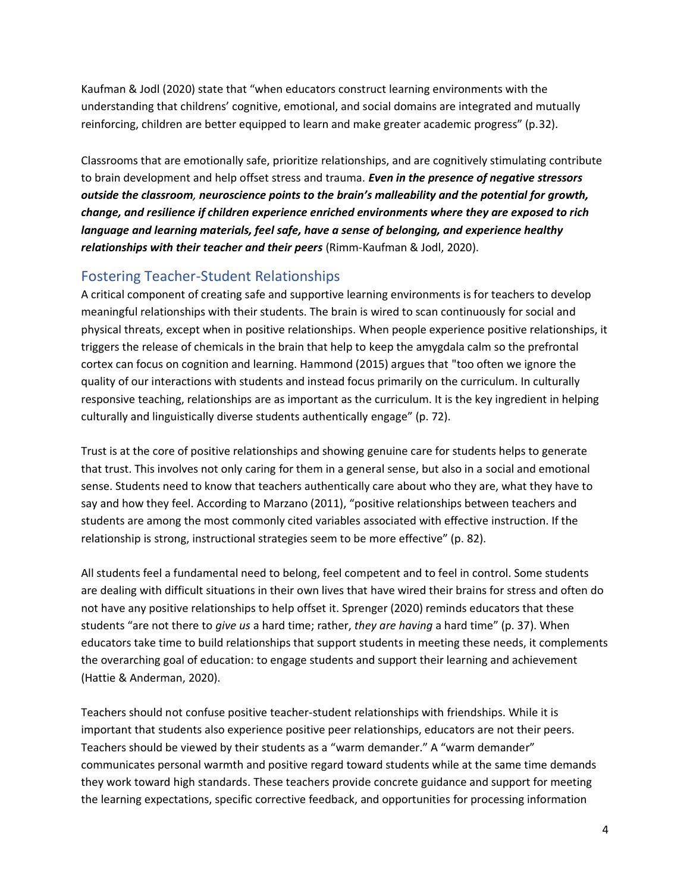Kaufman & Jodl (2020) state that “when educators construct learning environments with the understanding that childrens’ cognitive, emotional, and social domains are integrated and mutually reinforcing, children are better equipped to learn and make greater academic progress” (p.32).

Classrooms that are emotionally safe, prioritize relationships, and are cognitively stimulating contribute to brain development and help offset stress and trauma. ***Even in the presence of negative stressors outside the classroom, neuroscience points to the brain’s malleability and the potential for growth, change, and resilience if children experience enriched environments where they are exposed to rich language and learning materials, feel safe, have a sense of belonging, and experience healthy relationships with their teacher and their peers*** (Rimm-Kaufman & Jodl, 2020).

## Fostering Teacher-Student Relationships

A critical component of creating safe and supportive learning environments is for teachers to develop meaningful relationships with their students. The brain is wired to scan continuously for social and physical threats, except when in positive relationships. When people experience positive relationships, it triggers the release of chemicals in the brain that help to keep the amygdala calm so the prefrontal cortex can focus on cognition and learning. Hammond (2015) argues that "too often we ignore the quality of our interactions with students and instead focus primarily on the curriculum. In culturally responsive teaching, relationships are as important as the curriculum. It is the key ingredient in helping culturally and linguistically diverse students authentically engage” (p. 72).

Trust is at the core of positive relationships and showing genuine care for students helps to generate that trust. This involves not only caring for them in a general sense, but also in a social and emotional sense. Students need to know that teachers authentically care about who they are, what they have to say and how they feel. According to Marzano (2011), “positive relationships between teachers and students are among the most commonly cited variables associated with effective instruction. If the relationship is strong, instructional strategies seem to be more effective” (p. 82).

All students feel a fundamental need to belong, feel competent and to feel in control. Some students are dealing with difficult situations in their own lives that have wired their brains for stress and often do not have any positive relationships to help offset it. Sprenger (2020) reminds educators that these students “are not there to *give us* a hard time; rather, *they are having* a hard time” (p. 37). When educators take time to build relationships that support students in meeting these needs, it complements the overarching goal of education: to engage students and support their learning and achievement (Hattie & Anderman, 2020).

Teachers should not confuse positive teacher-student relationships with friendships. While it is important that students also experience positive peer relationships, educators are not their peers. Teachers should be viewed by their students as a “warm demander.” A “warm demander” communicates personal warmth and positive regard toward students while at the same time demands they work toward high standards. These teachers provide concrete guidance and support for meeting the learning expectations, specific corrective feedback, and opportunities for processing information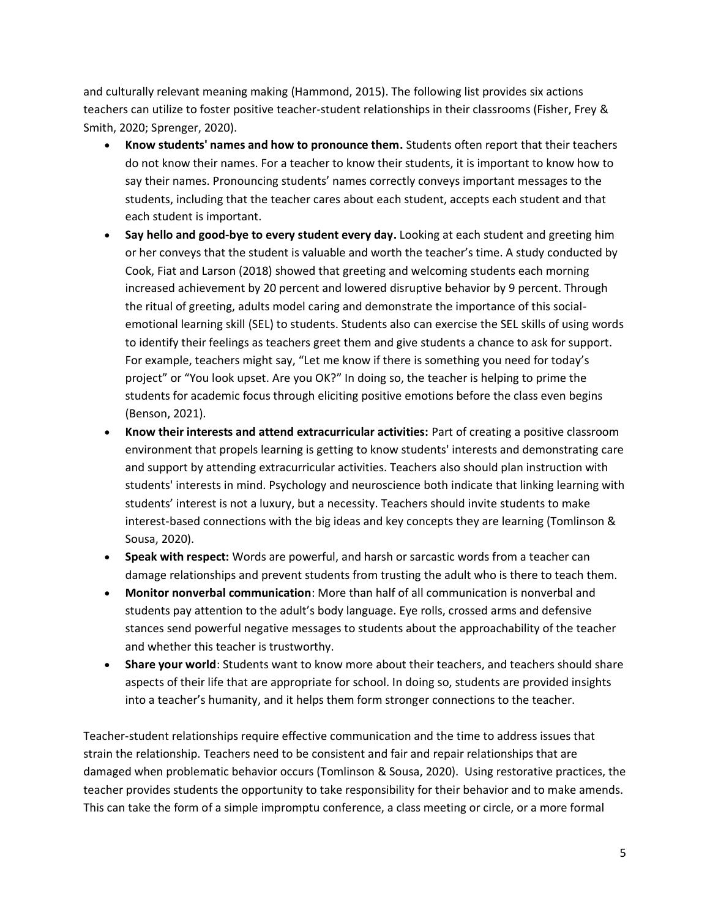and culturally relevant meaning making (Hammond, 2015). The following list provides six actions teachers can utilize to foster positive teacher-student relationships in their classrooms (Fisher, Frey & Smith, 2020; Sprenger, 2020).

- **Know students' names and how to pronounce them.** Students often report that their teachers do not know their names. For a teacher to know their students, it is important to know how to say their names. Pronouncing students' names correctly conveys important messages to the students, including that the teacher cares about each student, accepts each student and that each student is important.
- **Say hello and good-bye to every student every day.** Looking at each student and greeting him or her conveys that the student is valuable and worth the teacher's time. A study conducted by Cook, Fiat and Larson (2018) showed that greeting and welcoming students each morning increased achievement by 20 percent and lowered disruptive behavior by 9 percent. Through the ritual of greeting, adults model caring and demonstrate the importance of this social-emotional learning skill (SEL) to students. Students also can exercise the SEL skills of using words to identify their feelings as teachers greet them and give students a chance to ask for support. For example, teachers might say, "Let me know if there is something you need for today's project" or "You look upset. Are you OK?" In doing so, the teacher is helping to prime the students for academic focus through eliciting positive emotions before the class even begins (Benson, 2021).
- **Know their interests and attend extracurricular activities:** Part of creating a positive classroom environment that propels learning is getting to know students' interests and demonstrating care and support by attending extracurricular activities. Teachers also should plan instruction with students' interests in mind. Psychology and neuroscience both indicate that linking learning with students' interest is not a luxury, but a necessity. Teachers should invite students to make interest-based connections with the big ideas and key concepts they are learning (Tomlinson & Sousa, 2020).
- **Speak with respect:** Words are powerful, and harsh or sarcastic words from a teacher can damage relationships and prevent students from trusting the adult who is there to teach them.
- **Monitor nonverbal communication**: More than half of all communication is nonverbal and students pay attention to the adult's body language. Eye rolls, crossed arms and defensive stances send powerful negative messages to students about the approachability of the teacher and whether this teacher is trustworthy.
- **Share your world**: Students want to know more about their teachers, and teachers should share aspects of their life that are appropriate for school. In doing so, students are provided insights into a teacher's humanity, and it helps them form stronger connections to the teacher.

Teacher-student relationships require effective communication and the time to address issues that strain the relationship. Teachers need to be consistent and fair and repair relationships that are damaged when problematic behavior occurs (Tomlinson & Sousa, 2020). Using restorative practices, the teacher provides students the opportunity to take responsibility for their behavior and to make amends. This can take the form of a simple impromptu conference, a class meeting or circle, or a more formal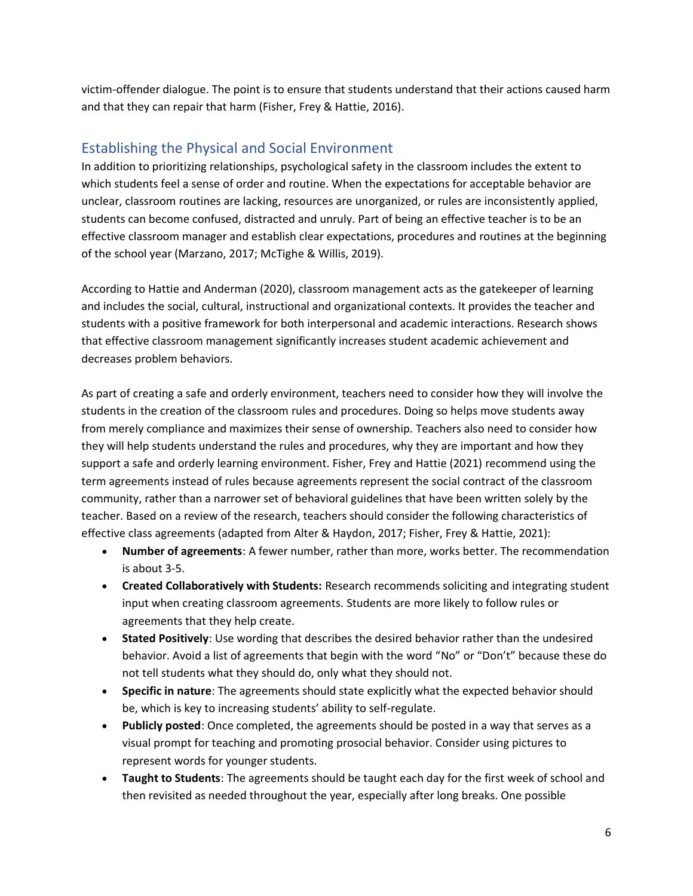victim-offender dialogue. The point is to ensure that students understand that their actions caused harm and that they can repair that harm (Fisher, Frey & Hattie, 2016).

## Establishing the Physical and Social Environment

In addition to prioritizing relationships, psychological safety in the classroom includes the extent to which students feel a sense of order and routine. When the expectations for acceptable behavior are unclear, classroom routines are lacking, resources are unorganized, or rules are inconsistently applied, students can become confused, distracted and unruly. Part of being an effective teacher is to be an effective classroom manager and establish clear expectations, procedures and routines at the beginning of the school year (Marzano, 2017; McTighe & Willis, 2019).

According to Hattie and Anderman (2020), classroom management acts as the gatekeeper of learning and includes the social, cultural, instructional and organizational contexts. It provides the teacher and students with a positive framework for both interpersonal and academic interactions. Research shows that effective classroom management significantly increases student academic achievement and decreases problem behaviors.

As part of creating a safe and orderly environment, teachers need to consider how they will involve the students in the creation of the classroom rules and procedures. Doing so helps move students away from merely compliance and maximizes their sense of ownership. Teachers also need to consider how they will help students understand the rules and procedures, why they are important and how they support a safe and orderly learning environment. Fisher, Frey and Hattie (2021) recommend using the term agreements instead of rules because agreements represent the social contract of the classroom community, rather than a narrower set of behavioral guidelines that have been written solely by the teacher. Based on a review of the research, teachers should consider the following characteristics of effective class agreements (adapted from Alter & Haydon, 2017; Fisher, Frey & Hattie, 2021):

- **Number of agreements**: A fewer number, rather than more, works better. The recommendation is about 3-5.
- **Created Collaboratively with Students:** Research recommends soliciting and integrating student input when creating classroom agreements. Students are more likely to follow rules or agreements that they help create.
- **Stated Positively**: Use wording that describes the desired behavior rather than the undesired behavior. Avoid a list of agreements that begin with the word "No" or "Don't" because these do not tell students what they should do, only what they should not.
- **Specific in nature**: The agreements should state explicitly what the expected behavior should be, which is key to increasing students' ability to self-regulate.
- **Publicly posted**: Once completed, the agreements should be posted in a way that serves as a visual prompt for teaching and promoting prosocial behavior. Consider using pictures to represent words for younger students.
- **Taught to Students**: The agreements should be taught each day for the first week of school and then revisited as needed throughout the year, especially after long breaks. One possible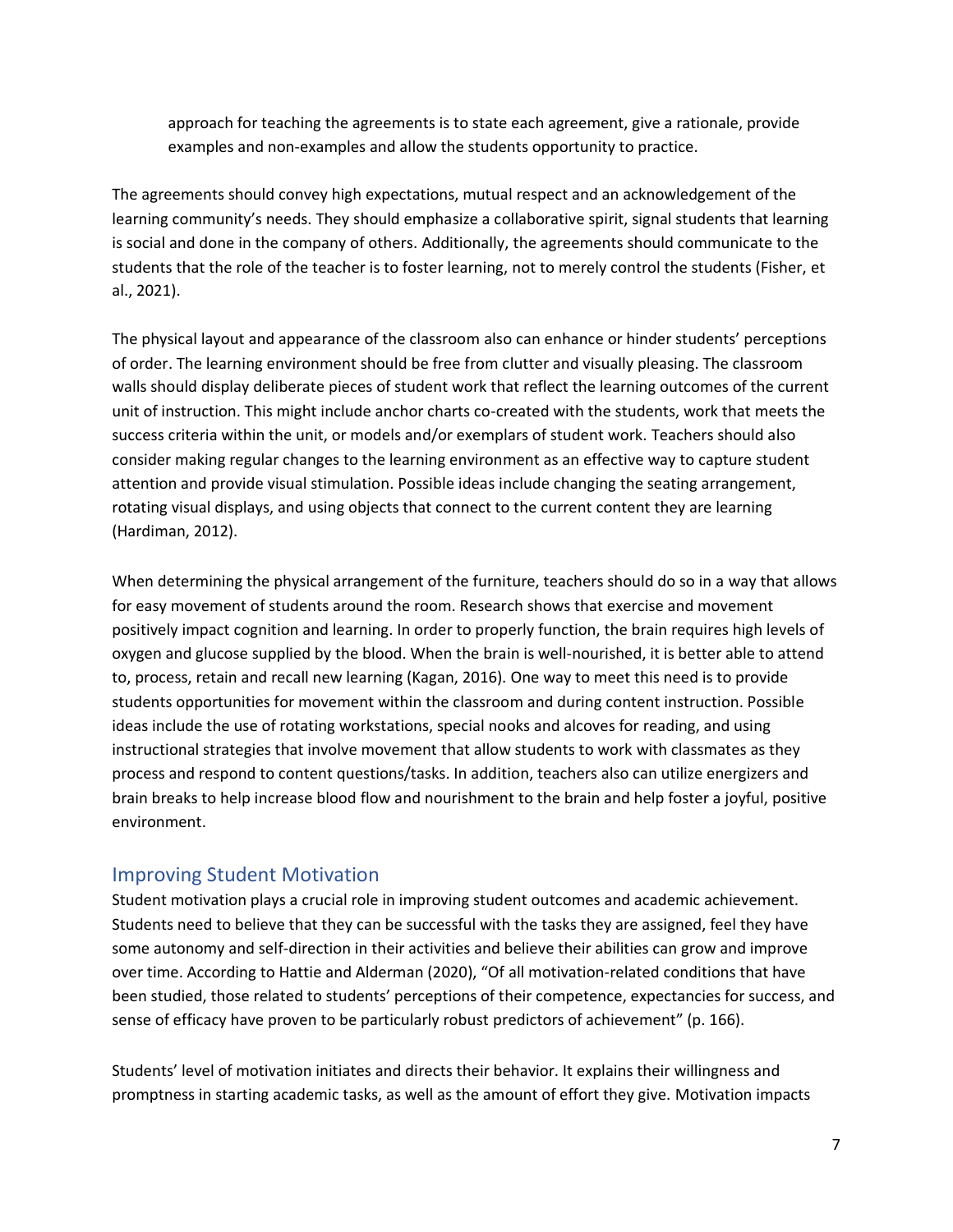approach for teaching the agreements is to state each agreement, give a rationale, provide examples and non-examples and allow the students opportunity to practice.

The agreements should convey high expectations, mutual respect and an acknowledgement of the learning community's needs. They should emphasize a collaborative spirit, signal students that learning is social and done in the company of others. Additionally, the agreements should communicate to the students that the role of the teacher is to foster learning, not to merely control the students (Fisher, et al., 2021).

The physical layout and appearance of the classroom also can enhance or hinder students' perceptions of order. The learning environment should be free from clutter and visually pleasing. The classroom walls should display deliberate pieces of student work that reflect the learning outcomes of the current unit of instruction. This might include anchor charts co-created with the students, work that meets the success criteria within the unit, or models and/or exemplars of student work. Teachers should also consider making regular changes to the learning environment as an effective way to capture student attention and provide visual stimulation. Possible ideas include changing the seating arrangement, rotating visual displays, and using objects that connect to the current content they are learning (Hardiman, 2012).

When determining the physical arrangement of the furniture, teachers should do so in a way that allows for easy movement of students around the room. Research shows that exercise and movement positively impact cognition and learning. In order to properly function, the brain requires high levels of oxygen and glucose supplied by the blood. When the brain is well-nourished, it is better able to attend to, process, retain and recall new learning (Kagan, 2016). One way to meet this need is to provide students opportunities for movement within the classroom and during content instruction. Possible ideas include the use of rotating workstations, special nooks and alcoves for reading, and using instructional strategies that involve movement that allow students to work with classmates as they process and respond to content questions/tasks. In addition, teachers also can utilize energizers and brain breaks to help increase blood flow and nourishment to the brain and help foster a joyful, positive environment.

## Improving Student Motivation

Student motivation plays a crucial role in improving student outcomes and academic achievement. Students need to believe that they can be successful with the tasks they are assigned, feel they have some autonomy and self-direction in their activities and believe their abilities can grow and improve over time. According to Hattie and Alderman (2020), "Of all motivation-related conditions that have been studied, those related to students' perceptions of their competence, expectancies for success, and sense of efficacy have proven to be particularly robust predictors of achievement" (p. 166).

Students' level of motivation initiates and directs their behavior. It explains their willingness and promptness in starting academic tasks, as well as the amount of effort they give. Motivation impacts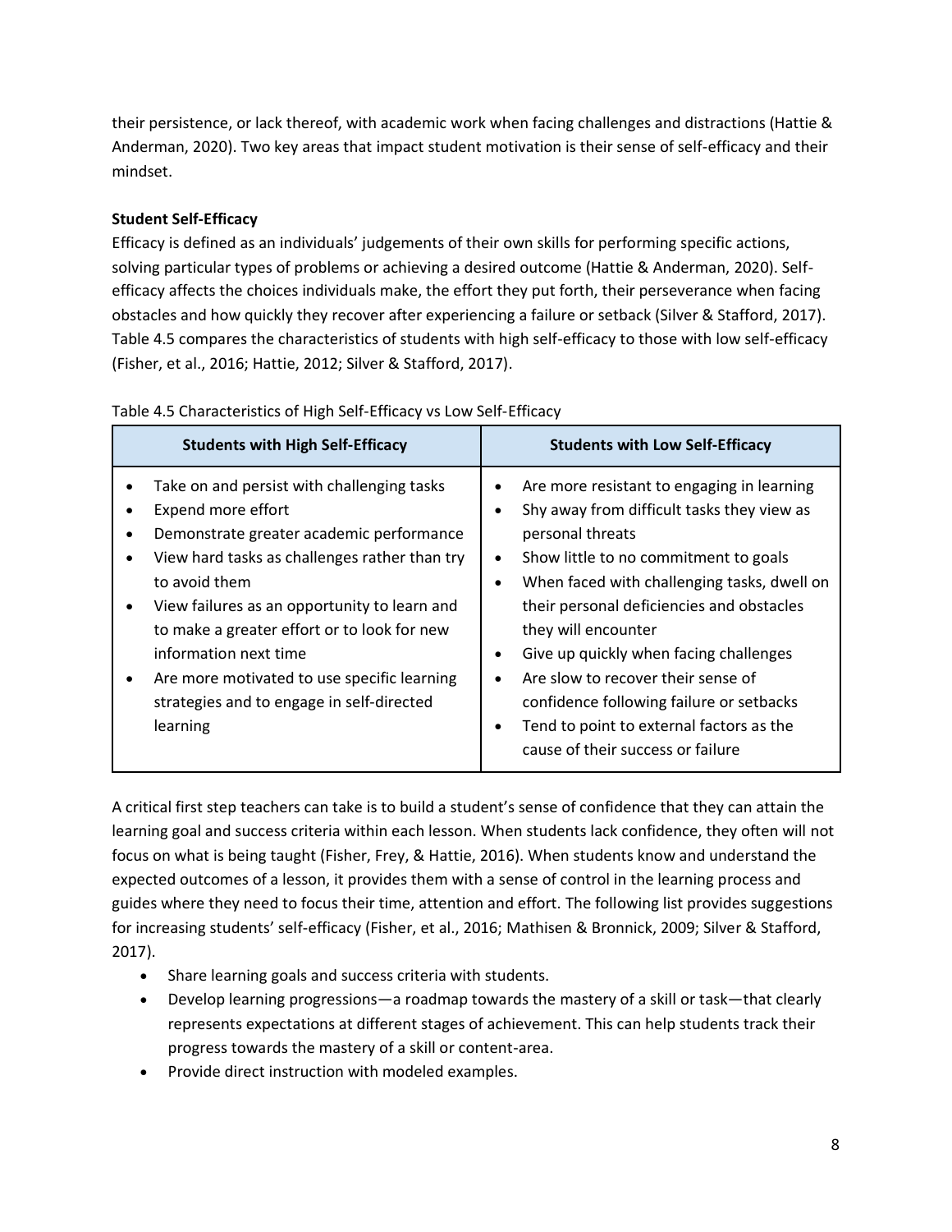their persistence, or lack thereof, with academic work when facing challenges and distractions (Hattie & Anderman, 2020). Two key areas that impact student motivation is their sense of self-efficacy and their mindset.

**Student Self-Efficacy**

Efficacy is defined as an individuals' judgements of their own skills for performing specific actions, solving particular types of problems or achieving a desired outcome (Hattie & Anderman, 2020). Self-efficacy affects the choices individuals make, the effort they put forth, their perseverance when facing obstacles and how quickly they recover after experiencing a failure or setback (Silver & Stafford, 2017). Table 4.5 compares the characteristics of students with high self-efficacy to those with low self-efficacy (Fisher, et al., 2016; Hattie, 2012; Silver & Stafford, 2017).

Table 4.5 Characteristics of High Self-Efficacy vs Low Self-Efficacy

| Students with High Self-Efficacy | Students with Low Self-Efficacy |
|---|---|
| • Take on and persist with challenging tasks<br>• Expend more effort<br>• Demonstrate greater academic performance<br>• View hard tasks as challenges rather than try to avoid them<br>• View failures as an opportunity to learn and to make a greater effort or to look for new information next time<br>• Are more motivated to use specific learning strategies and to engage in self-directed learning | • Are more resistant to engaging in learning<br>• Shy away from difficult tasks they view as personal threats<br>• Show little to no commitment to goals<br>• When faced with challenging tasks, dwell on their personal deficiencies and obstacles they will encounter<br>• Give up quickly when facing challenges<br>• Are slow to recover their sense of confidence following failure or setbacks<br>• Tend to point to external factors as the cause of their success or failure |

A critical first step teachers can take is to build a student's sense of confidence that they can attain the learning goal and success criteria within each lesson. When students lack confidence, they often will not focus on what is being taught (Fisher, Frey, & Hattie, 2016). When students know and understand the expected outcomes of a lesson, it provides them with a sense of control in the learning process and guides where they need to focus their time, attention and effort. The following list provides suggestions for increasing students' self-efficacy (Fisher, et al., 2016; Mathisen & Bronnick, 2009; Silver & Stafford, 2017).

- Share learning goals and success criteria with students.
- Develop learning progressions—a roadmap towards the mastery of a skill or task—that clearly represents expectations at different stages of achievement. This can help students track their progress towards the mastery of a skill or content-area.
- Provide direct instruction with modeled examples.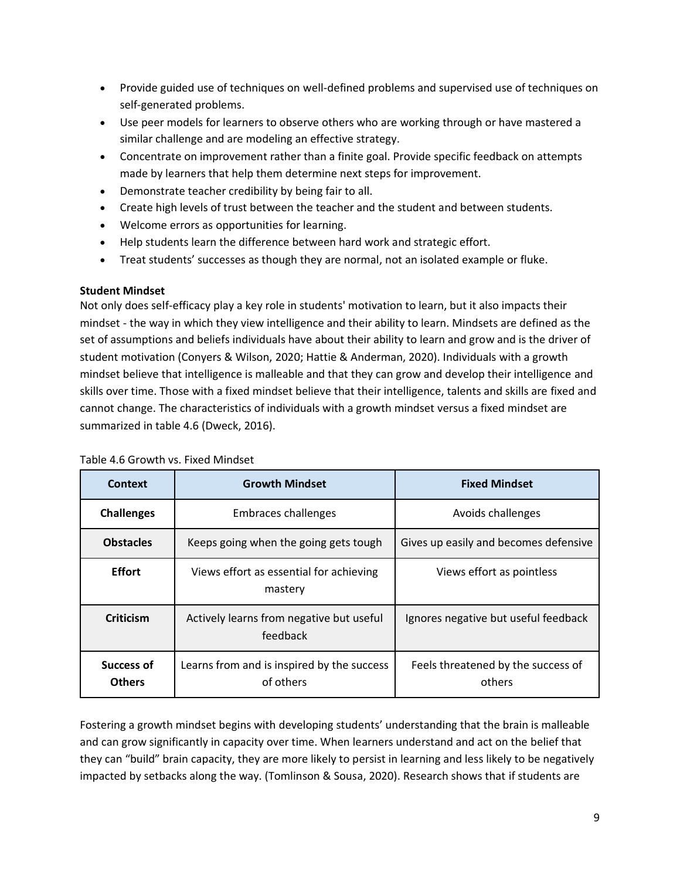- Provide guided use of techniques on well-defined problems and supervised use of techniques on self-generated problems.
- Use peer models for learners to observe others who are working through or have mastered a similar challenge and are modeling an effective strategy.
- Concentrate on improvement rather than a finite goal. Provide specific feedback on attempts made by learners that help them determine next steps for improvement.
- Demonstrate teacher credibility by being fair to all.
- Create high levels of trust between the teacher and the student and between students.
- Welcome errors as opportunities for learning.
- Help students learn the difference between hard work and strategic effort.
- Treat students' successes as though they are normal, not an isolated example or fluke.

**Student Mindset**

Not only does self-efficacy play a key role in students' motivation to learn, but it also impacts their mindset - the way in which they view intelligence and their ability to learn. Mindsets are defined as the set of assumptions and beliefs individuals have about their ability to learn and grow and is the driver of student motivation (Conyers & Wilson, 2020; Hattie & Anderman, 2020). Individuals with a growth mindset believe that intelligence is malleable and that they can grow and develop their intelligence and skills over time. Those with a fixed mindset believe that their intelligence, talents and skills are fixed and cannot change. The characteristics of individuals with a growth mindset versus a fixed mindset are summarized in table 4.6 (Dweck, 2016).

Table 4.6 Growth vs. Fixed Mindset

| Context | Growth Mindset | Fixed Mindset |
|---|---|---|
| **Challenges** | Embraces challenges | Avoids challenges |
| **Obstacles** | Keeps going when the going gets tough | Gives up easily and becomes defensive |
| **Effort** | Views effort as essential for achieving mastery | Views effort as pointless |
| **Criticism** | Actively learns from negative but useful feedback | Ignores negative but useful feedback |
| **Success of Others** | Learns from and is inspired by the success of others | Feels threatened by the success of others |

Fostering a growth mindset begins with developing students' understanding that the brain is malleable and can grow significantly in capacity over time. When learners understand and act on the belief that they can "build" brain capacity, they are more likely to persist in learning and less likely to be negatively impacted by setbacks along the way. (Tomlinson & Sousa, 2020). Research shows that if students are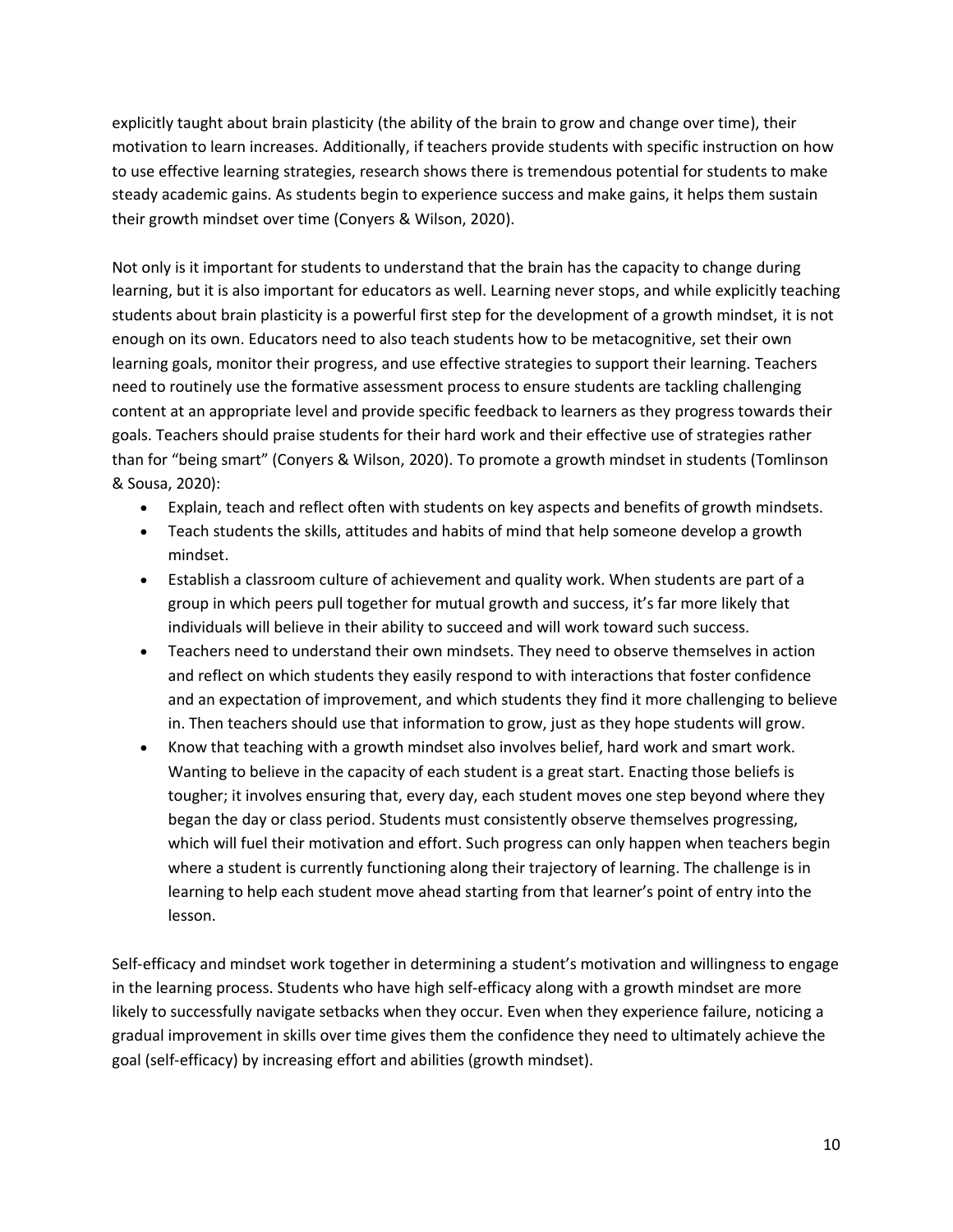explicitly taught about brain plasticity (the ability of the brain to grow and change over time), their motivation to learn increases. Additionally, if teachers provide students with specific instruction on how to use effective learning strategies, research shows there is tremendous potential for students to make steady academic gains. As students begin to experience success and make gains, it helps them sustain their growth mindset over time (Conyers & Wilson, 2020).

Not only is it important for students to understand that the brain has the capacity to change during learning, but it is also important for educators as well. Learning never stops, and while explicitly teaching students about brain plasticity is a powerful first step for the development of a growth mindset, it is not enough on its own. Educators need to also teach students how to be metacognitive, set their own learning goals, monitor their progress, and use effective strategies to support their learning. Teachers need to routinely use the formative assessment process to ensure students are tackling challenging content at an appropriate level and provide specific feedback to learners as they progress towards their goals. Teachers should praise students for their hard work and their effective use of strategies rather than for "being smart" (Conyers & Wilson, 2020). To promote a growth mindset in students (Tomlinson & Sousa, 2020):

- Explain, teach and reflect often with students on key aspects and benefits of growth mindsets.
- Teach students the skills, attitudes and habits of mind that help someone develop a growth mindset.
- Establish a classroom culture of achievement and quality work. When students are part of a group in which peers pull together for mutual growth and success, it's far more likely that individuals will believe in their ability to succeed and will work toward such success.
- Teachers need to understand their own mindsets. They need to observe themselves in action and reflect on which students they easily respond to with interactions that foster confidence and an expectation of improvement, and which students they find it more challenging to believe in. Then teachers should use that information to grow, just as they hope students will grow.
- Know that teaching with a growth mindset also involves belief, hard work and smart work. Wanting to believe in the capacity of each student is a great start. Enacting those beliefs is tougher; it involves ensuring that, every day, each student moves one step beyond where they began the day or class period. Students must consistently observe themselves progressing, which will fuel their motivation and effort. Such progress can only happen when teachers begin where a student is currently functioning along their trajectory of learning. The challenge is in learning to help each student move ahead starting from that learner's point of entry into the lesson.

Self-efficacy and mindset work together in determining a student's motivation and willingness to engage in the learning process. Students who have high self-efficacy along with a growth mindset are more likely to successfully navigate setbacks when they occur. Even when they experience failure, noticing a gradual improvement in skills over time gives them the confidence they need to ultimately achieve the goal (self-efficacy) by increasing effort and abilities (growth mindset).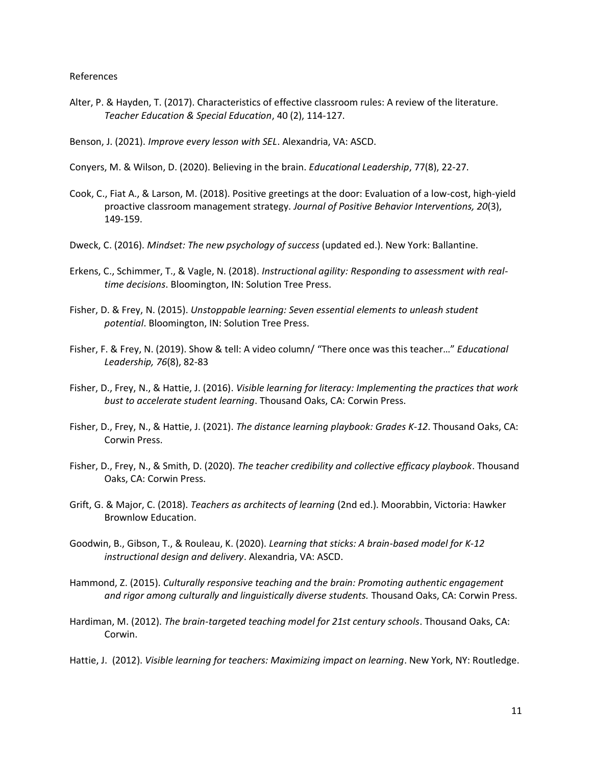References

Alter, P. & Hayden, T. (2017). Characteristics of effective classroom rules: A review of the literature. *Teacher Education & Special Education*, 40 (2), 114-127.

Benson, J. (2021). *Improve every lesson with SEL*. Alexandria, VA: ASCD.

Conyers, M. & Wilson, D. (2020). Believing in the brain. *Educational Leadership*, 77(8), 22-27.

Cook, C., Fiat A., & Larson, M. (2018). Positive greetings at the door: Evaluation of a low-cost, high-yield proactive classroom management strategy. *Journal of Positive Behavior Interventions, 20*(3), 149-159.

Dweck, C. (2016). *Mindset: The new psychology of success* (updated ed.). New York: Ballantine.

Erkens, C., Schimmer, T., & Vagle, N. (2018). *Instructional agility: Responding to assessment with real-time decisions*. Bloomington, IN: Solution Tree Press.

Fisher, D. & Frey, N. (2015). *Unstoppable learning: Seven essential elements to unleash student potential*. Bloomington, IN: Solution Tree Press.

Fisher, F. & Frey, N. (2019). Show & tell: A video column/ "There once was this teacher…" *Educational Leadership, 76*(8), 82-83

Fisher, D., Frey, N., & Hattie, J. (2016). *Visible learning for literacy: Implementing the practices that work bust to accelerate student learning*. Thousand Oaks, CA: Corwin Press.

Fisher, D., Frey, N., & Hattie, J. (2021). *The distance learning playbook: Grades K-12*. Thousand Oaks, CA: Corwin Press.

Fisher, D., Frey, N., & Smith, D. (2020). *The teacher credibility and collective efficacy playbook*. Thousand Oaks, CA: Corwin Press.

Grift, G. & Major, C. (2018). *Teachers as architects of learning* (2nd ed.). Moorabbin, Victoria: Hawker Brownlow Education.

Goodwin, B., Gibson, T., & Rouleau, K. (2020). *Learning that sticks: A brain-based model for K-12 instructional design and delivery*. Alexandria, VA: ASCD.

Hammond, Z. (2015). *Culturally responsive teaching and the brain: Promoting authentic engagement and rigor among culturally and linguistically diverse students.* Thousand Oaks, CA: Corwin Press.

Hardiman, M. (2012). *The brain-targeted teaching model for 21st century schools*. Thousand Oaks, CA: Corwin.

Hattie, J. (2012). *Visible learning for teachers: Maximizing impact on learning*. New York, NY: Routledge.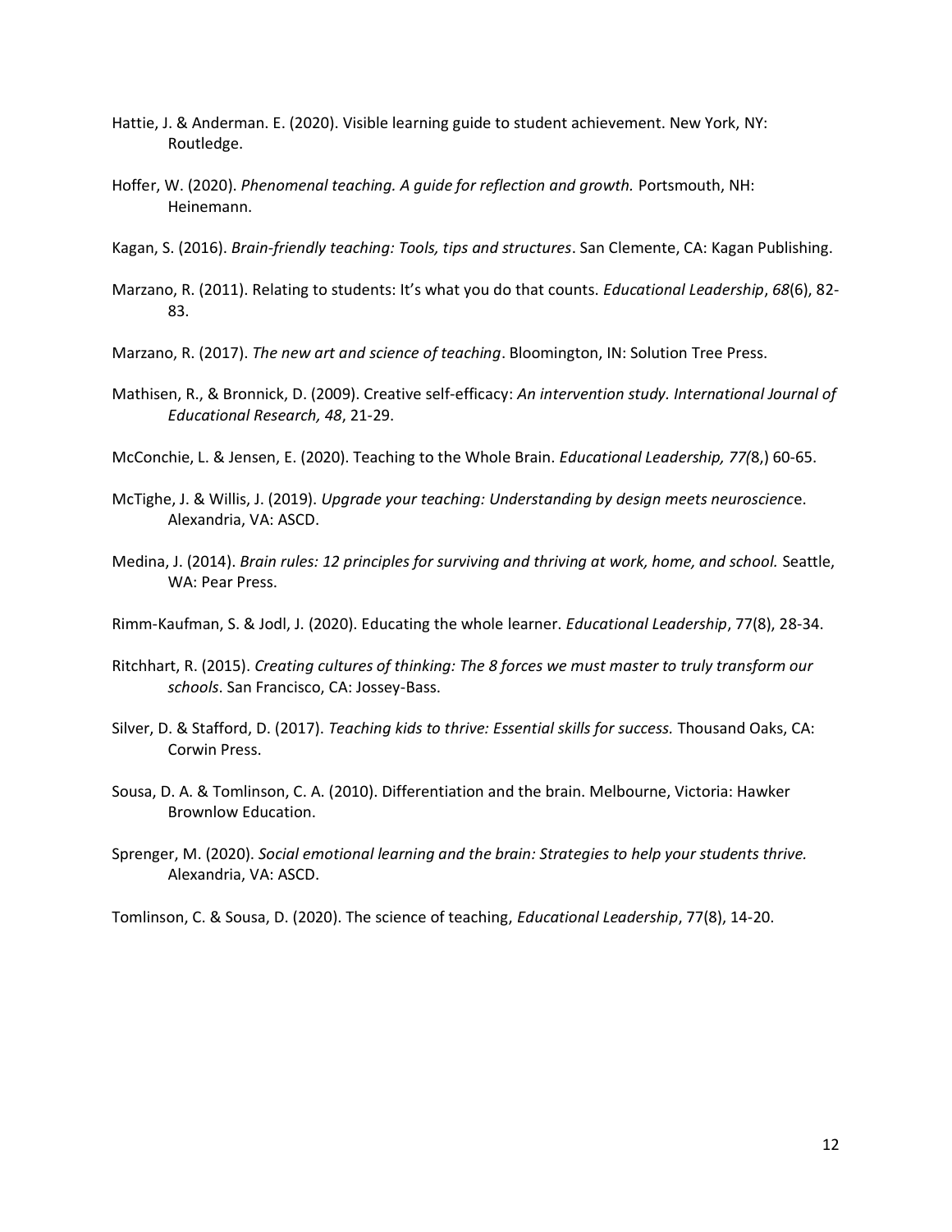Hattie, J. & Anderman. E. (2020). Visible learning guide to student achievement. New York, NY: Routledge.

Hoffer, W. (2020). *Phenomenal teaching. A guide for reflection and growth.* Portsmouth, NH: Heinemann.

Kagan, S. (2016). *Brain-friendly teaching: Tools, tips and structures*. San Clemente, CA: Kagan Publishing.

Marzano, R. (2011). Relating to students: It's what you do that counts. *Educational Leadership*, *68*(6), 82-83.

Marzano, R. (2017). *The new art and science of teaching*. Bloomington, IN: Solution Tree Press.

Mathisen, R., & Bronnick, D. (2009). Creative self-efficacy: *An intervention study. International Journal of Educational Research, 48*, 21-29.

McConchie, L. & Jensen, E. (2020). Teaching to the Whole Brain. *Educational Leadership, 77(*8,) 60-65.

McTighe, J. & Willis, J. (2019). *Upgrade your teaching: Understanding by design meets neuroscienc*e. Alexandria, VA: ASCD.

Medina, J. (2014). *Brain rules: 12 principles for surviving and thriving at work, home, and school.* Seattle, WA: Pear Press.

Rimm-Kaufman, S. & Jodl, J. (2020). Educating the whole learner. *Educational Leadership*, 77(8), 28-34.

Ritchhart, R. (2015). *Creating cultures of thinking: The 8 forces we must master to truly transform our schools*. San Francisco, CA: Jossey-Bass.

Silver, D. & Stafford, D. (2017). *Teaching kids to thrive: Essential skills for success.* Thousand Oaks, CA: Corwin Press.

Sousa, D. A. & Tomlinson, C. A. (2010). Differentiation and the brain. Melbourne, Victoria: Hawker Brownlow Education.

Sprenger, M. (2020). *Social emotional learning and the brain: Strategies to help your students thrive.* Alexandria, VA: ASCD.

Tomlinson, C. & Sousa, D. (2020). The science of teaching, *Educational Leadership*, 77(8), 14-20.